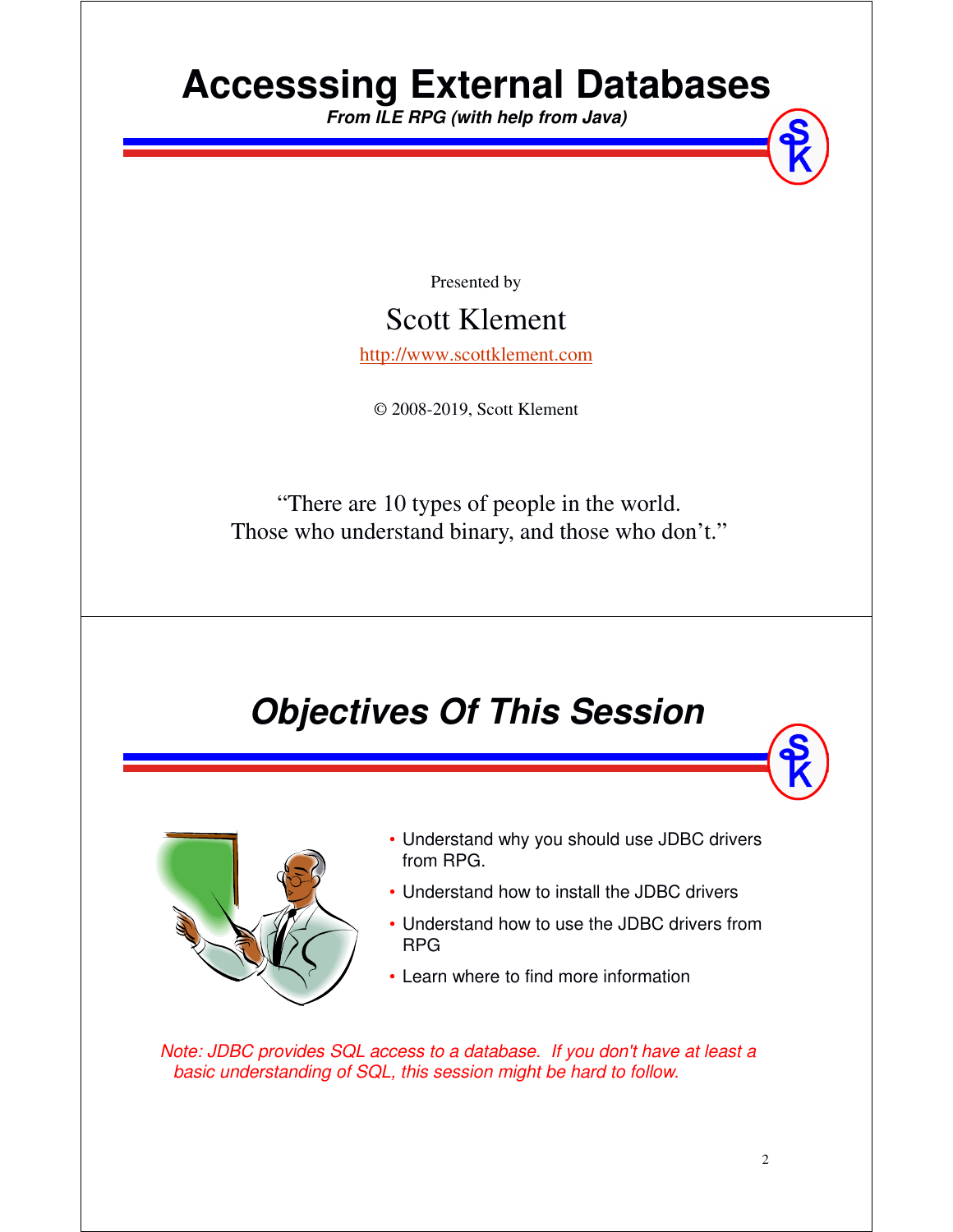# Accesssing External Databases

***From ILE RPG (with help from Java)***

Presented by

Scott Klement

http://www.scottklement.com

© 2008-2019, Scott Klement

"There are 10 types of people in the world.
Those who understand binary, and those who don't."

## *Objectives Of This Session*

- Understand why you should use JDBC drivers from RPG.
- Understand how to install the JDBC drivers
- Understand how to use the JDBC drivers from RPG
- Learn where to find more information

*Note: JDBC provides SQL access to a database. If you don't have at least a basic understanding of SQL, this session might be hard to follow.*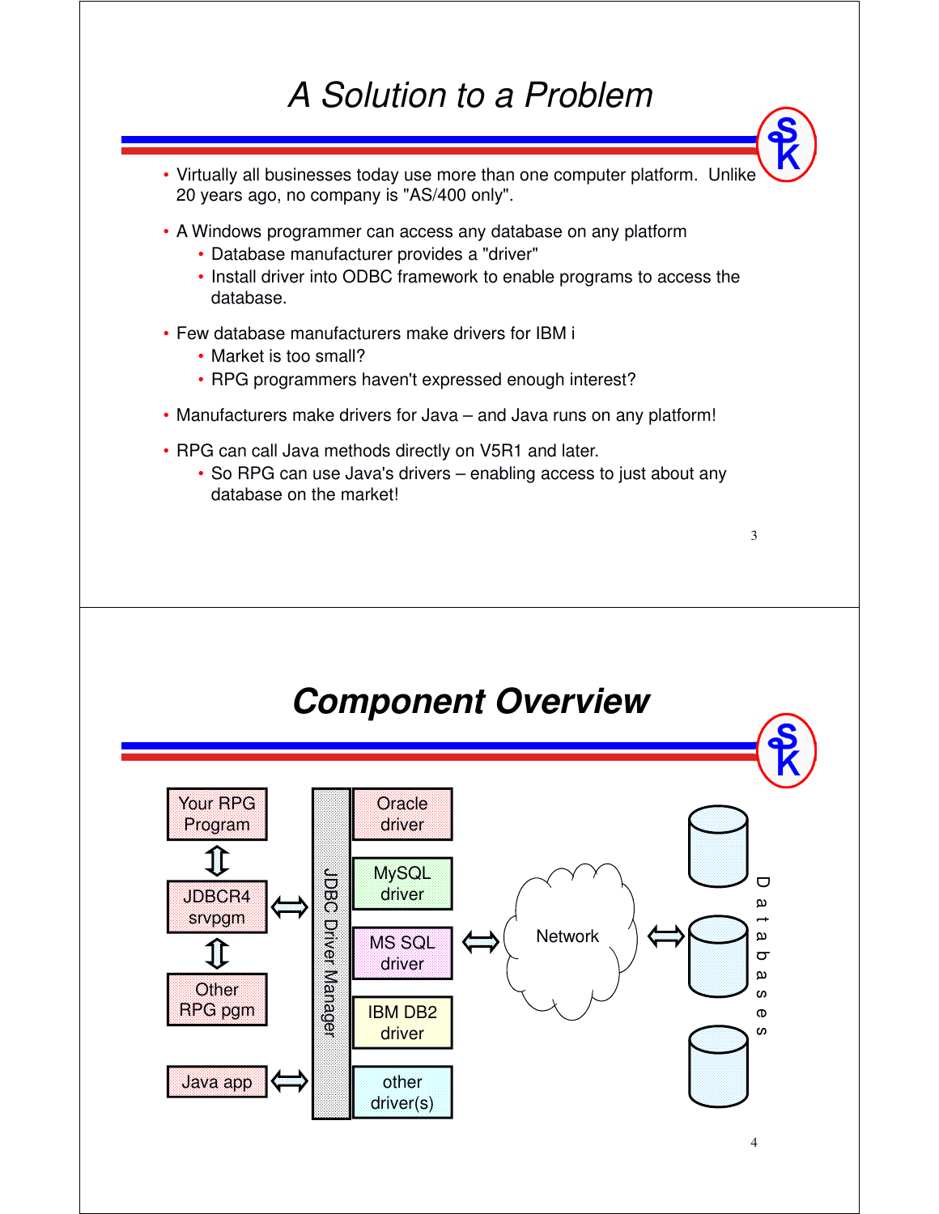# A Solution to a Problem

- Virtually all businesses today use more than one computer platform. Unlike 20 years ago, no company is "AS/400 only".
- A Windows programmer can access any database on any platform
  - Database manufacturer provides a "driver"
  - Install driver into ODBC framework to enable programs to access the database.
- Few database manufacturers make drivers for IBM i
  - Market is too small?
  - RPG programmers haven't expressed enough interest?
- Manufacturers make drivers for Java – and Java runs on any platform!
- RPG can call Java methods directly on V5R1 and later.
  - So RPG can use Java's drivers – enabling access to just about any database on the market!

# Component Overview

Your RPG Program

JDBCR4 srvpgm

Other RPG pgm

Java app

JDBC Driver Manager

Oracle driver

MySQL driver

MS SQL driver

IBM DB2 driver

other driver(s)

Network

Databases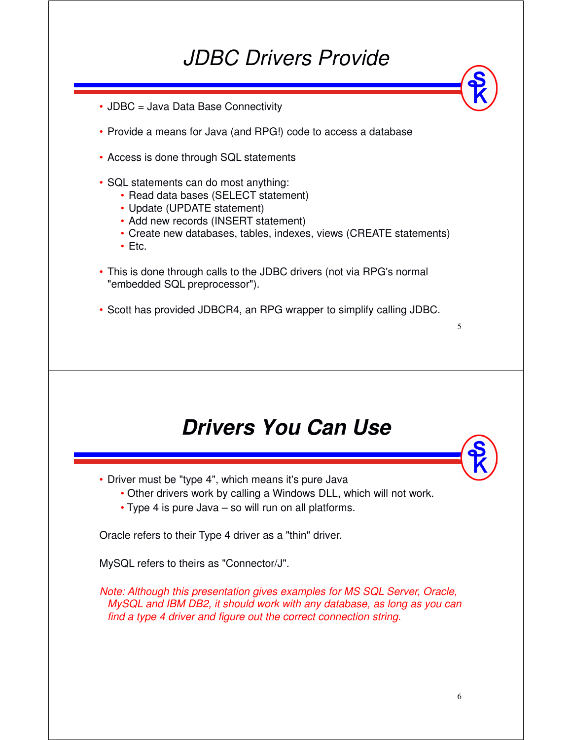# JDBC Drivers Provide

- JDBC = Java Data Base Connectivity
- Provide a means for Java (and RPG!) code to access a database
- Access is done through SQL statements
- SQL statements can do most anything:
  - Read data bases (SELECT statement)
  - Update (UPDATE statement)
  - Add new records (INSERT statement)
  - Create new databases, tables, indexes, views (CREATE statements)
  - Etc.
- This is done through calls to the JDBC drivers (not via RPG's normal "embedded SQL preprocessor").
- Scott has provided JDBCR4, an RPG wrapper to simplify calling JDBC.

# Drivers You Can Use

- Driver must be "type 4", which means it's pure Java
  - Other drivers work by calling a Windows DLL, which will not work.
  - Type 4 is pure Java – so will run on all platforms.

Oracle refers to their Type 4 driver as a "thin" driver.

MySQL refers to theirs as "Connector/J".

*Note: Although this presentation gives examples for MS SQL Server, Oracle, MySQL and IBM DB2, it should work with any database, as long as you can find a type 4 driver and figure out the correct connection string.*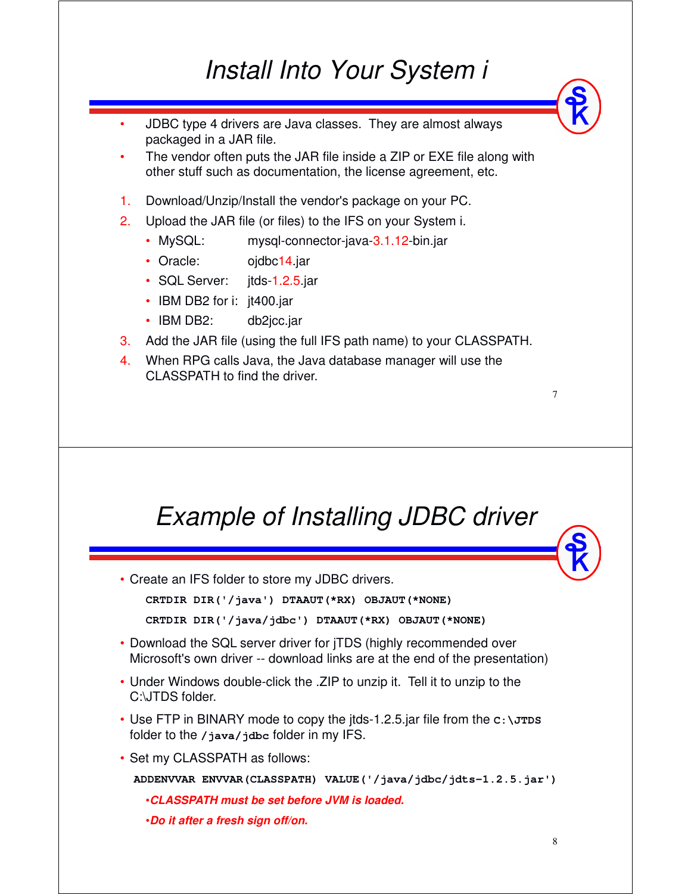# Install Into Your System i

- JDBC type 4 drivers are Java classes. They are almost always packaged in a JAR file.
- The vendor often puts the JAR file inside a ZIP or EXE file along with other stuff such as documentation, the license agreement, etc.

1. Download/Unzip/Install the vendor's package on your PC.
2. Upload the JAR file (or files) to the IFS on your System i.
   - MySQL: mysql-connector-java-3.1.12-bin.jar
   - Oracle: ojdbc14.jar
   - SQL Server: jtds-1.2.5.jar
   - IBM DB2 for i: jt400.jar
   - IBM DB2: db2jcc.jar
3. Add the JAR file (using the full IFS path name) to your CLASSPATH.
4. When RPG calls Java, the Java database manager will use the CLASSPATH to find the driver.

# Example of Installing JDBC driver

- Create an IFS folder to store my JDBC drivers.

```
CRTDIR DIR('/java') DTAAUT(*RX) OBJAUT(*NONE)
CRTDIR DIR('/java/jdbc') DTAAUT(*RX) OBJAUT(*NONE)
```

- Download the SQL server driver for jTDS (highly recommended over Microsoft's own driver -- download links are at the end of the presentation)
- Under Windows double-click the .ZIP to unzip it. Tell it to unzip to the C:\JTDS folder.
- Use FTP in BINARY mode to copy the jtds-1.2.5.jar file from the `c:\JTDS` folder to the `/java/jdbc` folder in my IFS.
- Set my CLASSPATH as follows:

```
ADDENVVAR ENVVAR(CLASSPATH) VALUE('/java/jdbc/jdts-1.2.5.jar')
```

  - ***CLASSPATH must be set before JVM is loaded.***
  - ***Do it after a fresh sign off/on.***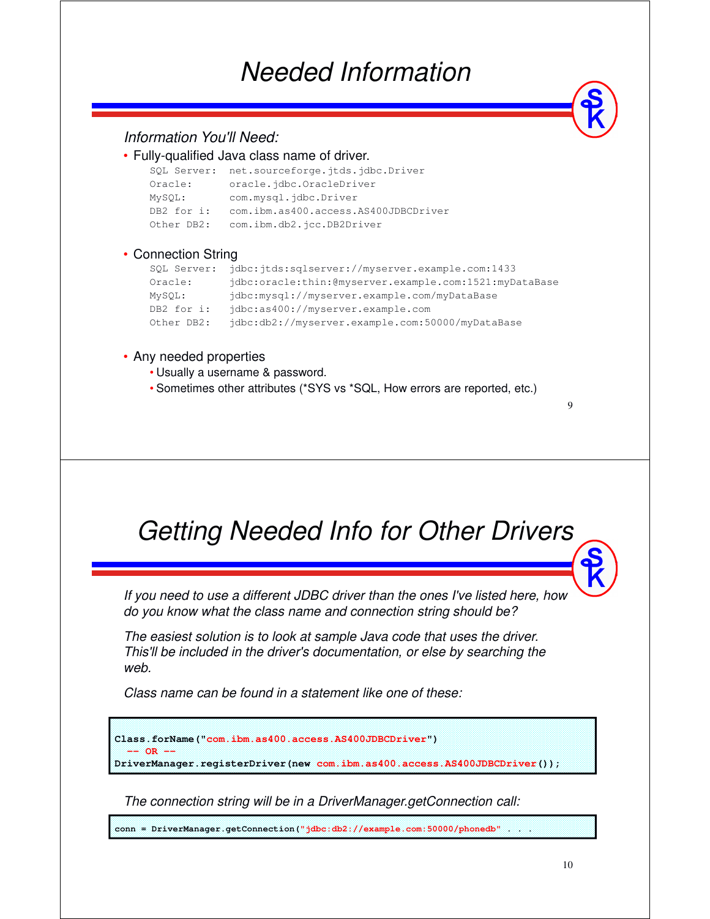# Needed Information

*Information You'll Need:*

- Fully-qualified Java class name of driver.

```
SQL Server:  net.sourceforge.jtds.jdbc.Driver
Oracle:      oracle.jdbc.OracleDriver
MySQL:       com.mysql.jdbc.Driver
DB2 for i:   com.ibm.as400.access.AS400JDBCDriver
Other DB2:   com.ibm.db2.jcc.DB2Driver
```

- Connection String

```
SQL Server:  jdbc:jtds:sqlserver://myserver.example.com:1433
Oracle:      jdbc:oracle:thin:@myserver.example.com:1521:myDataBase
MySQL:       jdbc:mysql://myserver.example.com/myDataBase
DB2 for i:   jdbc:as400://myserver.example.com
Other DB2:   jdbc:db2://myserver.example.com:50000/myDataBase
```

- Any needed properties
  - Usually a username & password.
  - Sometimes other attributes (*SYS vs *SQL, How errors are reported, etc.)

# Getting Needed Info for Other Drivers

*If you need to use a different JDBC driver than the ones I've listed here, how do you know what the class name and connection string should be?*

*The easiest solution is to look at sample Java code that uses the driver. This'll be included in the driver's documentation, or else by searching the web.*

*Class name can be found in a statement like one of these:*

```
Class.forName("com.ibm.as400.access.AS400JDBCDriver")
  -- OR --
DriverManager.registerDriver(new com.ibm.as400.access.AS400JDBCDriver());
```

*The connection string will be in a DriverManager.getConnection call:*

```
conn = DriverManager.getConnection("jdbc:db2://example.com:50000/phonedb" . . .
```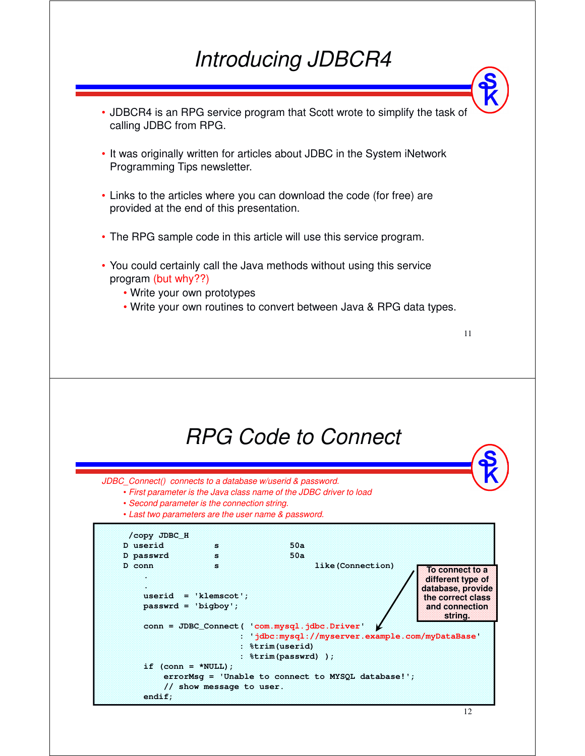# Introducing JDBCR4

- JDBCR4 is an RPG service program that Scott wrote to simplify the task of calling JDBC from RPG.
- It was originally written for articles about JDBC in the System iNetwork Programming Tips newsletter.
- Links to the articles where you can download the code (for free) are provided at the end of this presentation.
- The RPG sample code in this article will use this service program.
- You could certainly call the Java methods without using this service program (but why??)
  - Write your own prototypes
  - Write your own routines to convert between Java & RPG data types.

# RPG Code to Connect

*JDBC_Connect() connects to a database w/userid & password.*

- *First parameter is the Java class name of the JDBC driver to load*
- *Second parameter is the connection string.*
- *Last two parameters are the user name & password.*

```
 /copy JDBC_H
D userid          s             50a
D passwrd         s             50a
D conn            s                   like(Connection)
   .
   .
   userid  = 'klemscot';
   passwrd = 'bigboy';

   conn = JDBC_Connect( 'com.mysql.jdbc.Driver'
                      : 'jdbc:mysql://myserver.example.com/myDataBase'
                      : %trim(userid)
                      : %trim(passwrd) );
   if (conn = *NULL);
       errorMsg = 'Unable to connect to MYSQL database!';
       // show message to user.
   endif;
```

**To connect to a different type of database, provide the correct class and connection string.**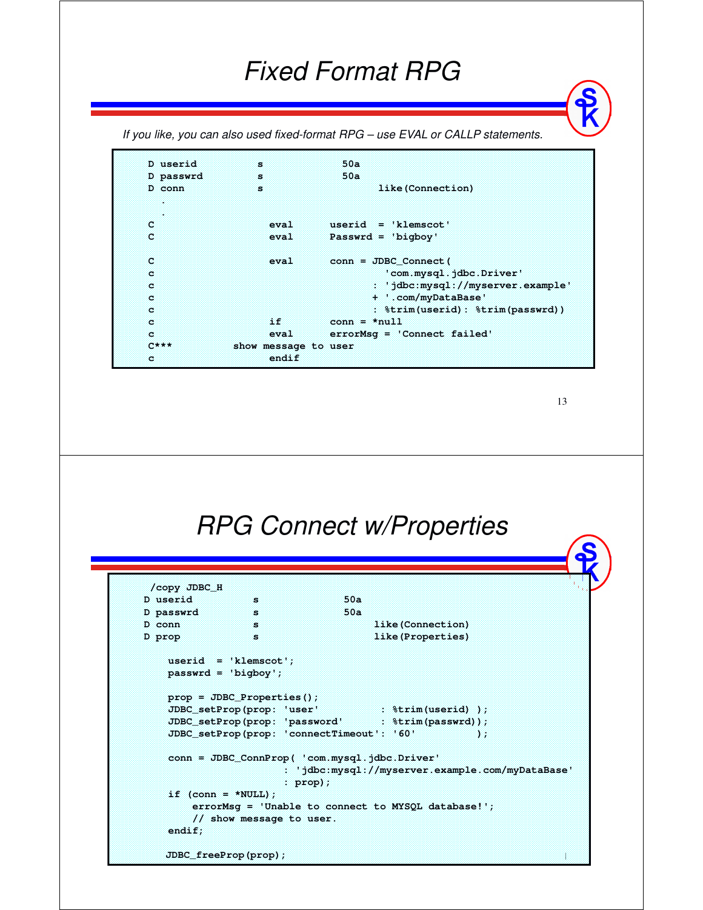# Fixed Format RPG

*If you like, you can also used fixed-format RPG – use EVAL or CALLP statements.*

```
D userid          s             50a
D passwrd         s             50a
D conn            s                   like(Connection)
 .
 .
C                   eval      userid  = 'klemscot'
C                   eval      Passwrd = 'bigboy'

C                   eval      conn = JDBC_Connect(
c                                     'com.mysql.jdbc.Driver'
c                                   : 'jdbc:mysql://myserver.example'
c                                   + '.com/myDataBase'
c                                   : %trim(userid): %trim(passwrd))
c                   if        conn = *null
c                   eval      errorMsg = 'Connect failed'
C***          show message to user
c                   endif
```

# RPG Connect w/Properties

```
 /copy JDBC_H
D userid          s             50a
D passwrd         s             50a
D conn            s                   like(Connection)
D prop            s                   like(Properties)

    userid  = 'klemscot';
    passwrd = 'bigboy';

    prop = JDBC_Properties();
    JDBC_setProp(prop: 'user'          : %trim(userid) );
    JDBC_setProp(prop: 'password'      : %trim(passwrd));
    JDBC_setProp(prop: 'connectTimeout': '60'          );

    conn = JDBC_ConnProp( 'com.mysql.jdbc.Driver'
                        : 'jdbc:mysql://myserver.example.com/myDataBase'
                        : prop);
    if (conn = *NULL);
        errorMsg = 'Unable to connect to MYSQL database!';
        // show message to user.
    endif;

    JDBC_freeProp(prop);
```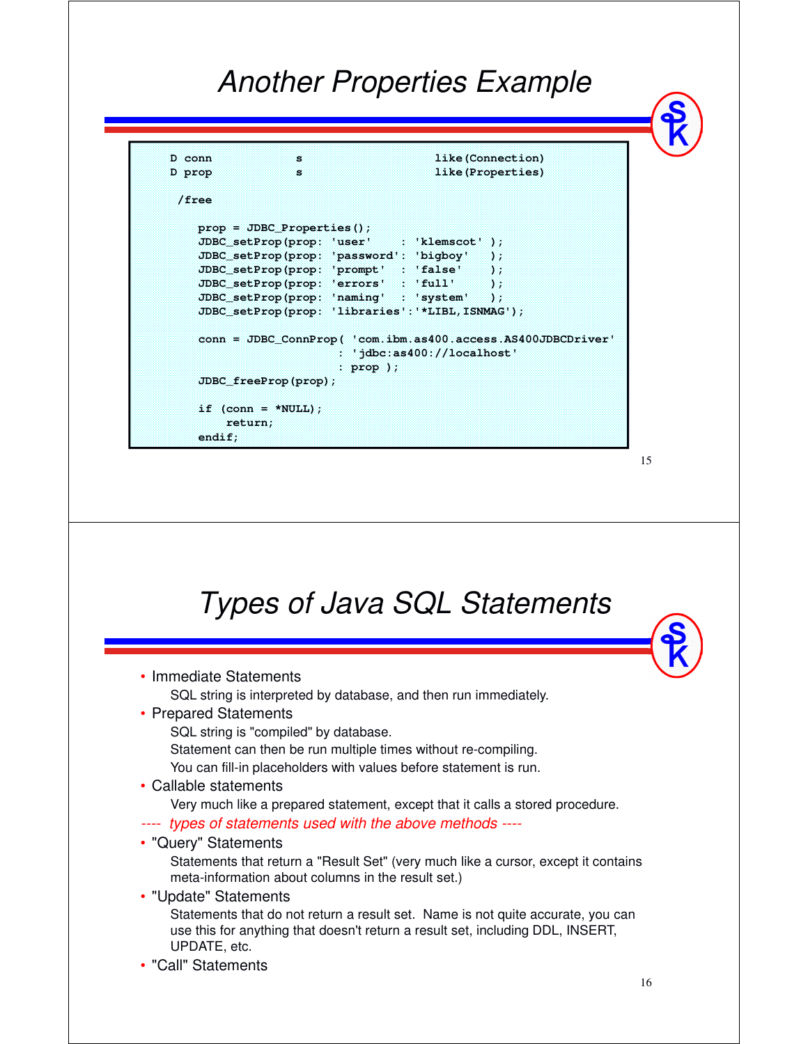# Another Properties Example

```
     D conn            s                   like(Connection)
     D prop            s                   like(Properties)

      /free

         prop = JDBC_Properties();
         JDBC_setProp(prop: 'user'     : 'klemscot' );
         JDBC_setProp(prop: 'password': 'bigboy'   );
         JDBC_setProp(prop: 'prompt'   : 'false'    );
         JDBC_setProp(prop: 'errors'   : 'full'     );
         JDBC_setProp(prop: 'naming'   : 'system'   );
         JDBC_setProp(prop: 'libraries':'*LIBL,ISNMAG');

         conn = JDBC_ConnProp( 'com.ibm.as400.access.AS400JDBCDriver'
                             : 'jdbc:as400://localhost'
                             : prop );
         JDBC_freeProp(prop);

         if (conn = *NULL);
             return;
         endif;
```

# Types of Java SQL Statements

- Immediate Statements
  SQL string is interpreted by database, and then run immediately.
- Prepared Statements
  SQL string is "compiled" by database.
  Statement can then be run multiple times without re-compiling.
  You can fill-in placeholders with values before statement is run.
- Callable statements
  Very much like a prepared statement, except that it calls a stored procedure.

*---- types of statements used with the above methods ----*

- "Query" Statements
  Statements that return a "Result Set" (very much like a cursor, except it contains meta-information about columns in the result set.)
- "Update" Statements
  Statements that do not return a result set. Name is not quite accurate, you can use this for anything that doesn't return a result set, including DDL, INSERT, UPDATE, etc.
- "Call" Statements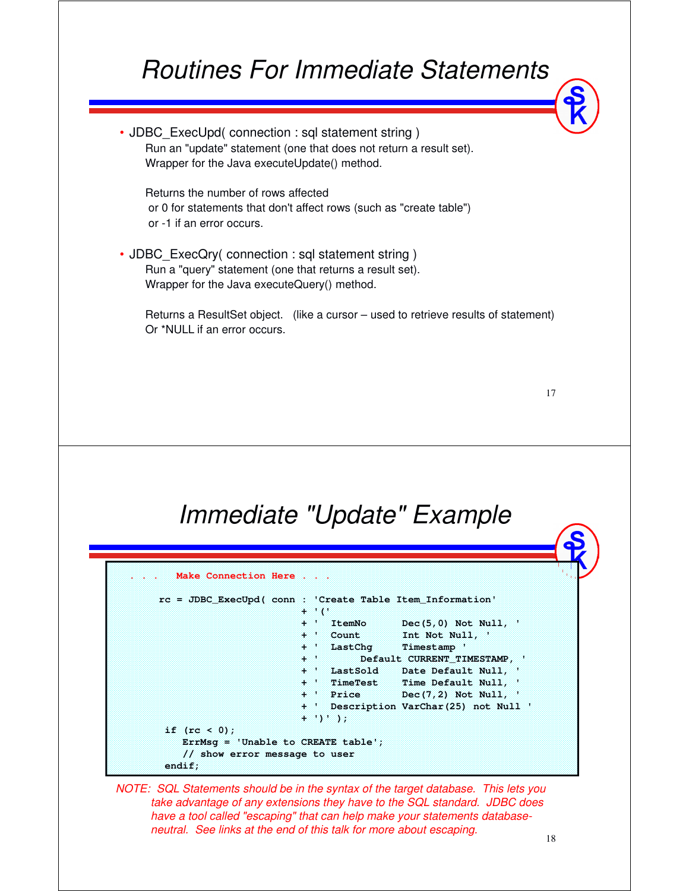# Routines For Immediate Statements

- JDBC_ExecUpd( connection : sql statement string )

  Run an "update" statement (one that does not return a result set).
  Wrapper for the Java executeUpdate() method.

  Returns the number of rows affected
  or 0 for statements that don't affect rows (such as "create table")
  or -1 if an error occurs.

- JDBC_ExecQry( connection : sql statement string )

  Run a "query" statement (one that returns a result set).
  Wrapper for the Java executeQuery() method.

  Returns a ResultSet object. (like a cursor – used to retrieve results of statement)
  Or *NULL if an error occurs.

# Immediate "Update" Example

```
  . . .   Make Connection Here . . .

     rc = JDBC_ExecUpd( conn : 'Create Table Item_Information'
                             + '('
                             + '  ItemNo      Dec(5,0) Not Null, '
                             + '  Count       Int Not Null, '
                             + '  LastChg     Timestamp '
                             + '       Default CURRENT_TIMESTAMP, '
                             + '  LastSold    Date Default Null, '
                             + '  TimeTest    Time Default Null, '
                             + '  Price       Dec(7,2) Not Null, '
                             + '  Description VarChar(25) not Null '
                             + ')' );
      if (rc < 0);
         ErrMsg = 'Unable to CREATE table';
         // show error message to user
      endif;
```

*NOTE: SQL Statements should be in the syntax of the target database. This lets you take advantage of any extensions they have to the SQL standard. JDBC does have a tool called "escaping" that can help make your statements database-neutral. See links at the end of this talk for more about escaping.*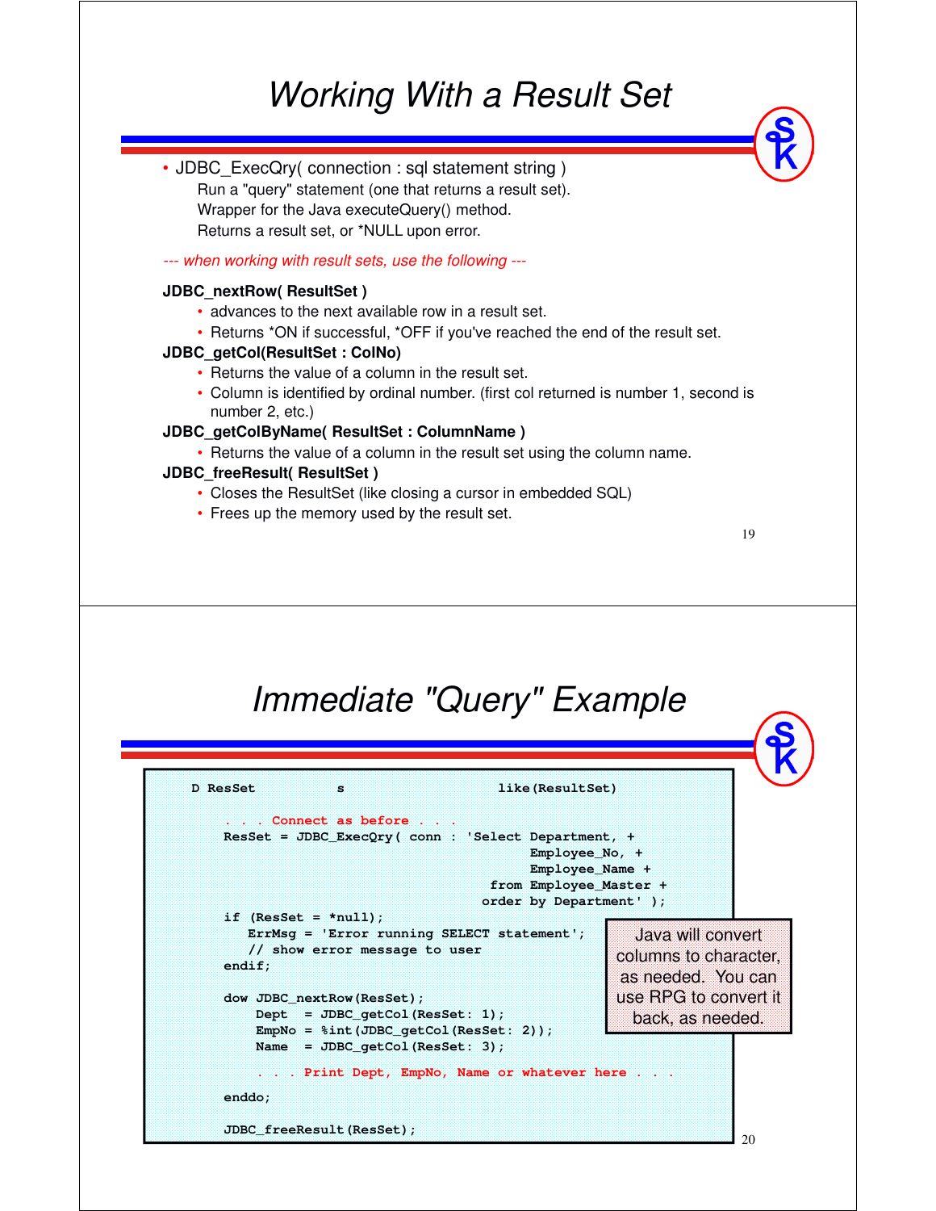# Working With a Result Set

- JDBC_ExecQry( connection : sql statement string )

  Run a "query" statement (one that returns a result set).
  Wrapper for the Java executeQuery() method.
  Returns a result set, or *NULL upon error.

*--- when working with result sets, use the following ---*

**JDBC_nextRow( ResultSet )**

- advances to the next available row in a result set.
- Returns *ON if successful, *OFF if you've reached the end of the result set.

**JDBC_getCol(ResultSet : ColNo)**

- Returns the value of a column in the result set.
- Column is identified by ordinal number. (first col returned is number 1, second is number 2, etc.)

**JDBC_getColByName( ResultSet : ColumnName )**

- Returns the value of a column in the result set using the column name.

**JDBC_freeResult( ResultSet )**

- Closes the ResultSet (like closing a cursor in embedded SQL)
- Frees up the memory used by the result set.

# Immediate "Query" Example

```
D ResSet          s                   like(ResultSet)

    . . . Connect as before . . .
    ResSet = JDBC_ExecQry( conn : 'Select Department, +
                                         Employee_No, +
                                         Employee_Name +
                                    from Employee_Master +
                                   order by Department' );
    if (ResSet = *null);
       ErrMsg = 'Error running SELECT statement';
       // show error message to user
    endif;

    dow JDBC_nextRow(ResSet);
        Dept   = JDBC_getCol(ResSet: 1);
        EmpNo  = %int(JDBC_getCol(ResSet: 2));
        Name   = JDBC_getCol(ResSet: 3);

        . . . Print Dept, EmpNo, Name or whatever here . . .

    enddo;

    JDBC_freeResult(ResSet);
```

Java will convert columns to character, as needed. You can use RPG to convert it back, as needed.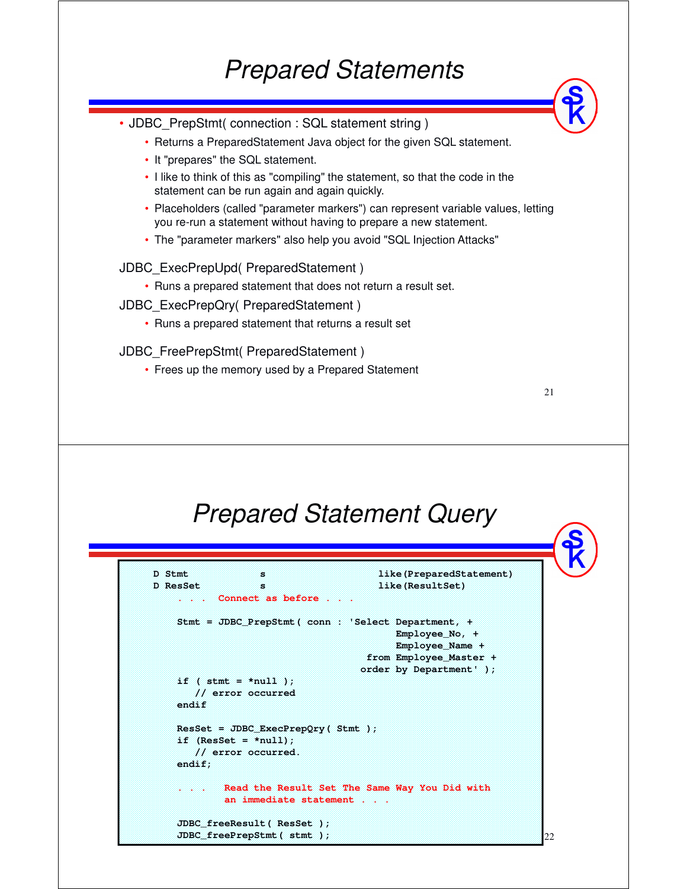# Prepared Statements

- JDBC_PrepStmt( connection : SQL statement string )
  - Returns a PreparedStatement Java object for the given SQL statement.
  - It "prepares" the SQL statement.
  - I like to think of this as "compiling" the statement, so that the code in the statement can be run again and again quickly.
  - Placeholders (called "parameter markers") can represent variable values, letting you re-run a statement without having to prepare a new statement.
  - The "parameter markers" also help you avoid "SQL Injection Attacks"

JDBC_ExecPrepUpd( PreparedStatement )

- Runs a prepared statement that does not return a result set.

JDBC_ExecPrepQry( PreparedStatement )

- Runs a prepared statement that returns a result set

JDBC_FreePrepStmt( PreparedStatement )

- Frees up the memory used by a Prepared Statement

# Prepared Statement Query

```
D Stmt            s                    like(PreparedStatement)
D ResSet          s                    like(ResultSet)
    . . .  Connect as before . . .

    Stmt = JDBC_PrepStmt( conn : 'Select Department, +
                                         Employee_No, +
                                         Employee_Name +
                                    from Employee_Master +
                                   order by Department' );
    if ( stmt = *null );
       // error occurred
    endif

    ResSet = JDBC_ExecPrepQry( Stmt );
    if (ResSet = *null);
       // error occurred.
    endif;

    . . .   Read the Result Set The Same Way You Did with
            an immediate statement . . .

    JDBC_freeResult( ResSet );
    JDBC_freePrepStmt( stmt );
```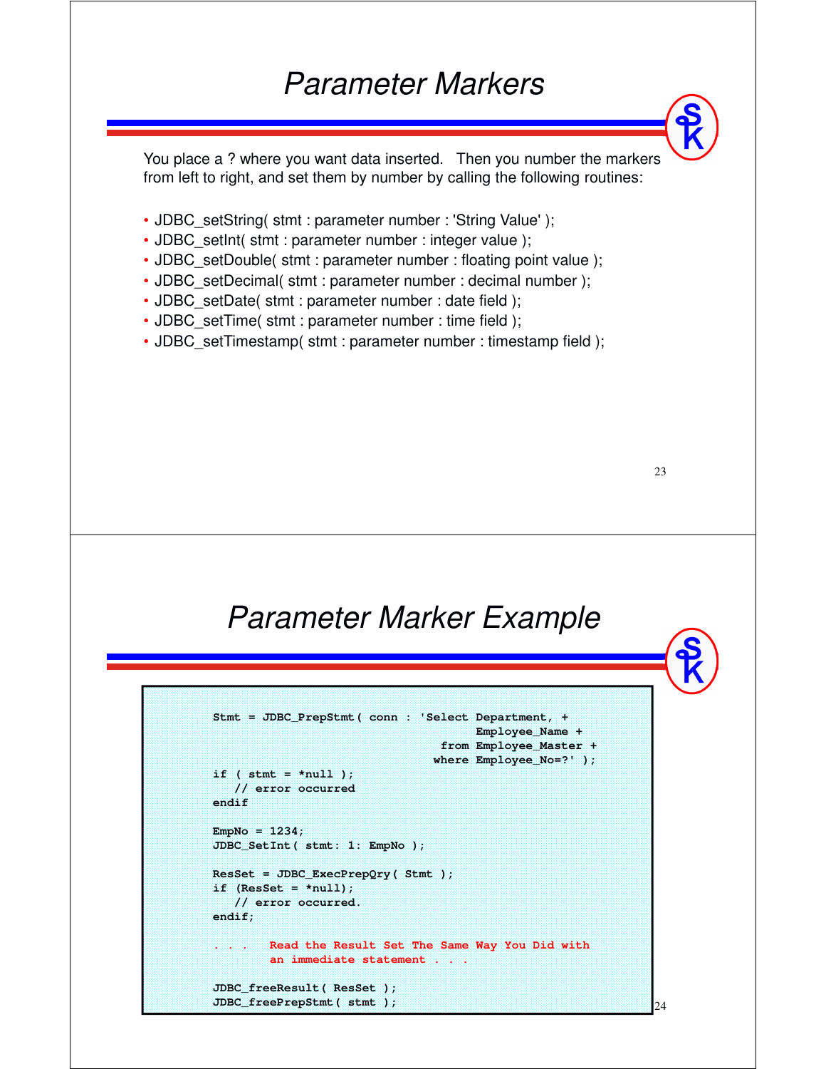# Parameter Markers

You place a ? where you want data inserted. Then you number the markers from left to right, and set them by number by calling the following routines:

- JDBC_setString( stmt : parameter number : 'String Value' );
- JDBC_setInt( stmt : parameter number : integer value );
- JDBC_setDouble( stmt : parameter number : floating point value );
- JDBC_setDecimal( stmt : parameter number : decimal number );
- JDBC_setDate( stmt : parameter number : date field );
- JDBC_setTime( stmt : parameter number : time field );
- JDBC_setTimestamp( stmt : parameter number : timestamp field );

# Parameter Marker Example

```
Stmt = JDBC_PrepStmt( conn : 'Select Department, +
                                    Employee_Name +
                               from Employee_Master +
                              where Employee_No=?' );
if ( stmt = *null );
   // error occurred
endif

EmpNo = 1234;
JDBC_SetInt( stmt: 1: EmpNo );

ResSet = JDBC_ExecPrepQry( Stmt );
if (ResSet = *null);
   // error occurred.
endif;

. . .   Read the Result Set The Same Way You Did with
        an immediate statement . . .

JDBC_freeResult( ResSet );
JDBC_freePrepStmt( stmt );
```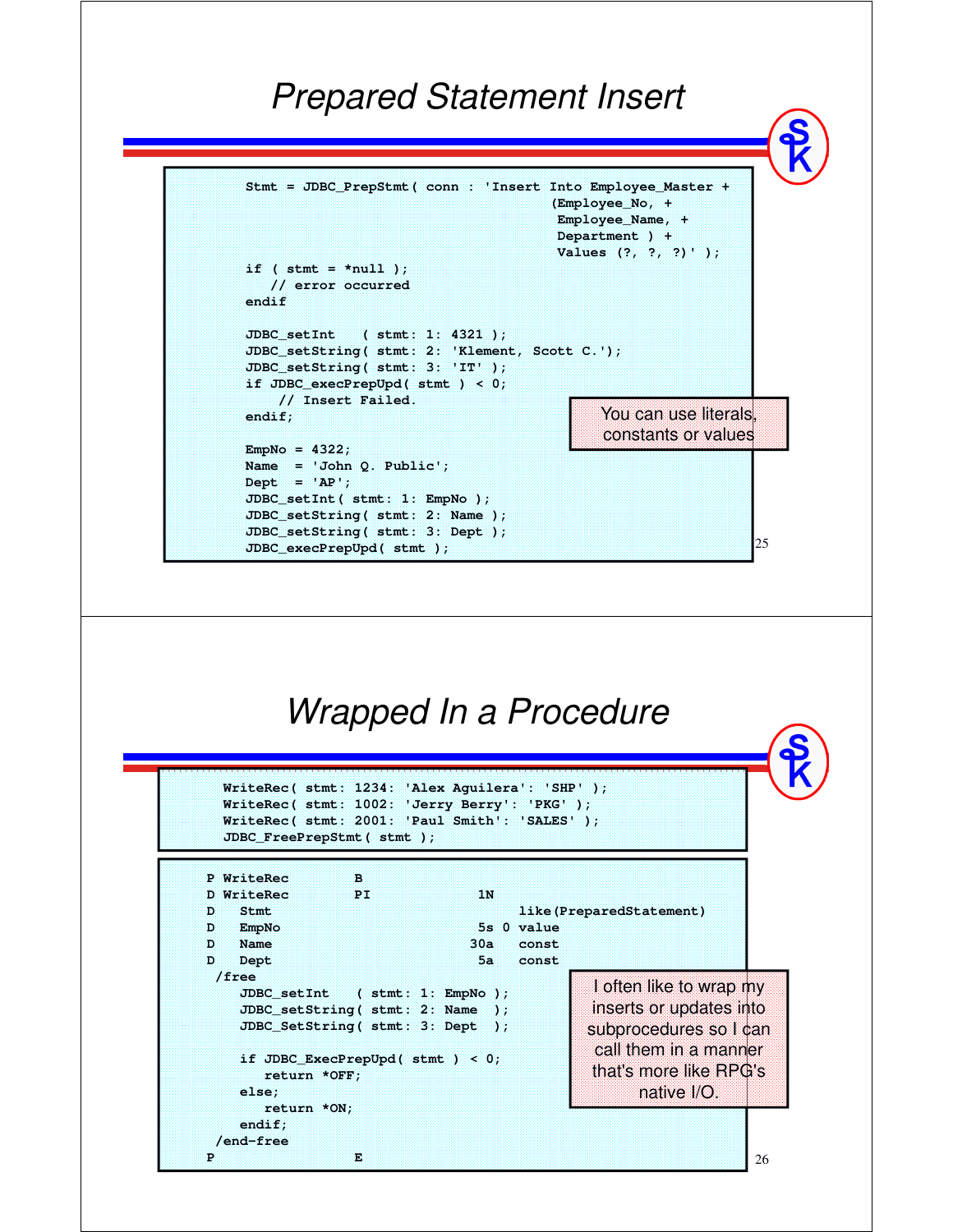## Prepared Statement Insert

```
Stmt = JDBC_PrepStmt( conn : 'Insert Into Employee_Master +
                                (Employee_No, +
                                 Employee_Name, +
                                 Department ) +
                                 Values (?, ?, ?)' );
if ( stmt = *null );
   // error occurred
endif

JDBC_setInt    ( stmt: 1: 4321 );
JDBC_setString( stmt: 2: 'Klement, Scott C.');
JDBC_setString( stmt: 3: 'IT' );
if JDBC_execPrepUpd( stmt ) < 0;
    // Insert Failed.
endif;

EmpNo = 4322;
Name  = 'John Q. Public';
Dept  = 'AP';
JDBC_setInt( stmt: 1: EmpNo );
JDBC_setString( stmt: 2: Name );
JDBC_setString( stmt: 3: Dept );
JDBC_execPrepUpd( stmt );
```

You can use literals, constants or values

## Wrapped In a Procedure

```
WriteRec( stmt: 1234: 'Alex Aguilera': 'SHP' );
WriteRec( stmt: 1002: 'Jerry Berry': 'PKG' );
WriteRec( stmt: 2001: 'Paul Smith': 'SALES' );
JDBC_FreePrepStmt( stmt );
```

```
P WriteRec        B
D WriteRec        PI             1N
D   Stmt                            like(PreparedStatement)
D   EmpNo                        5s 0 value
D   Name                        30a   const
D   Dept                         5a   const
 /free
    JDBC_setInt    ( stmt: 1: EmpNo );
    JDBC_setString( stmt: 2: Name  );
    JDBC_SetString( stmt: 3: Dept  );

    if JDBC_ExecPrepUpd( stmt ) < 0;
       return *OFF;
    else;
       return *ON;
    endif;
 /end-free
P                 E
```

I often like to wrap my inserts or updates into subprocedures so I can call them in a manner that's more like RPG's native I/O.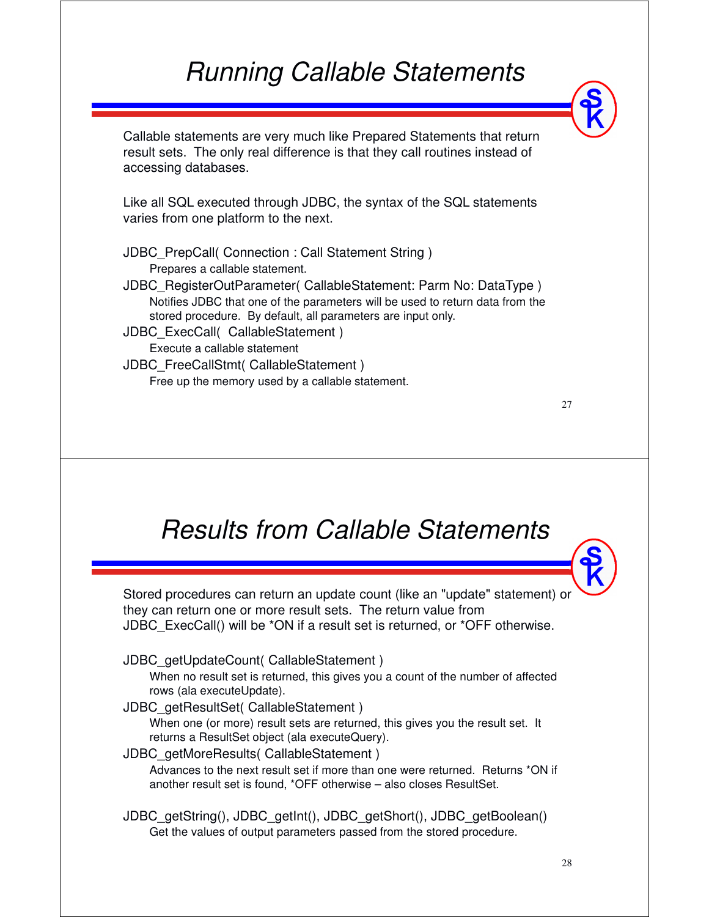# Running Callable Statements

Callable statements are very much like Prepared Statements that return result sets. The only real difference is that they call routines instead of accessing databases.

Like all SQL executed through JDBC, the syntax of the SQL statements varies from one platform to the next.

JDBC_PrepCall( Connection : Call Statement String )
: Prepares a callable statement.

JDBC_RegisterOutParameter( CallableStatement: Parm No: DataType )
: Notifies JDBC that one of the parameters will be used to return data from the stored procedure. By default, all parameters are input only.

JDBC_ExecCall( CallableStatement )
: Execute a callable statement

JDBC_FreeCallStmt( CallableStatement )
: Free up the memory used by a callable statement.

# Results from Callable Statements

Stored procedures can return an update count (like an "update" statement) or they can return one or more result sets. The return value from JDBC_ExecCall() will be *ON if a result set is returned, or *OFF otherwise.

JDBC_getUpdateCount( CallableStatement )
: When no result set is returned, this gives you a count of the number of affected rows (ala executeUpdate).

JDBC_getResultSet( CallableStatement )
: When one (or more) result sets are returned, this gives you the result set. It returns a ResultSet object (ala executeQuery).

JDBC_getMoreResults( CallableStatement )
: Advances to the next result set if more than one were returned. Returns *ON if another result set is found, *OFF otherwise – also closes ResultSet.

JDBC_getString(), JDBC_getInt(), JDBC_getShort(), JDBC_getBoolean()
: Get the values of output parameters passed from the stored procedure.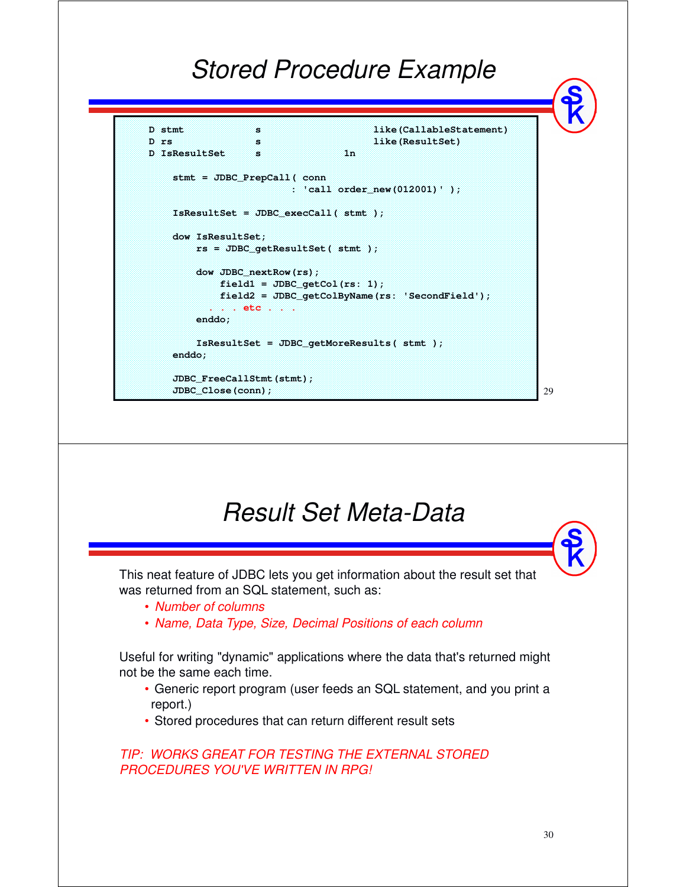# Stored Procedure Example

```
     D stmt            s                   like(CallableStatement)
     D rs              s                   like(ResultSet)
     D IsResultSet     s              1n

         stmt = JDBC_PrepCall( conn
                             : 'call order_new(012001)' );

         IsResultSet = JDBC_execCall( stmt );

         dow IsResultSet;
             rs = JDBC_getResultSet( stmt );

             dow JDBC_nextRow(rs);
                 field1 = JDBC_getCol(rs: 1);
                 field2 = JDBC_getColByName(rs: 'SecondField');
               . . . etc . . .
             enddo;

             IsResultSet = JDBC_getMoreResults( stmt );
         enddo;

         JDBC_FreeCallStmt(stmt);
         JDBC_Close(conn);
```

# Result Set Meta-Data

This neat feature of JDBC lets you get information about the result set that was returned from an SQL statement, such as:

- *Number of columns*
- *Name, Data Type, Size, Decimal Positions of each column*

Useful for writing "dynamic" applications where the data that's returned might not be the same each time.

- Generic report program (user feeds an SQL statement, and you print a report.)
- Stored procedures that can return different result sets

*TIP: WORKS GREAT FOR TESTING THE EXTERNAL STORED PROCEDURES YOU'VE WRITTEN IN RPG!*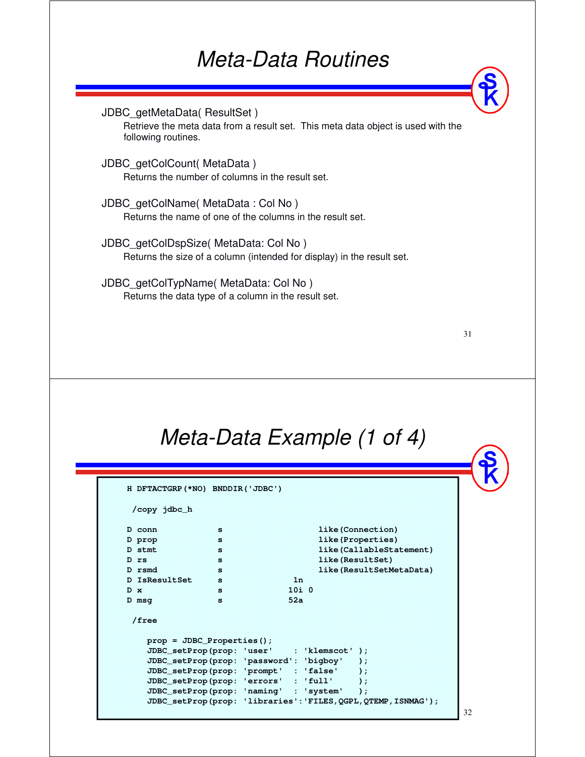# Meta-Data Routines

JDBC_getMetaData( ResultSet )

Retrieve the meta data from a result set. This meta data object is used with the following routines.

JDBC_getColCount( MetaData )

Returns the number of columns in the result set.

JDBC_getColName( MetaData : Col No )

Returns the name of one of the columns in the result set.

JDBC_getColDspSize( MetaData: Col No )

Returns the size of a column (intended for display) in the result set.

JDBC_getColTypName( MetaData: Col No )

Returns the data type of a column in the result set.

# Meta-Data Example (1 of 4)

```
H DFTACTGRP(*NO) BNDDIR('JDBC')

 /copy jdbc_h

D conn            s                   like(Connection)
D prop            s                   like(Properties)
D stmt            s                   like(CallableStatement)
D rs              s                   like(ResultSet)
D rsmd            s                   like(ResultSetMetaData)
D IsResultSet     s              1n
D x               s             10i 0
D msg             s             52a

 /free

   prop = JDBC_Properties();
   JDBC_setProp(prop: 'user'     : 'klemscot' );
   JDBC_setProp(prop: 'password': 'bigboy'   );
   JDBC_setProp(prop: 'prompt'   : 'false'    );
   JDBC_setProp(prop: 'errors'   : 'full'     );
   JDBC_setProp(prop: 'naming'   : 'system'   );
   JDBC_setProp(prop: 'libraries':'FILES,QGPL,QTEMP,ISNMAG');
```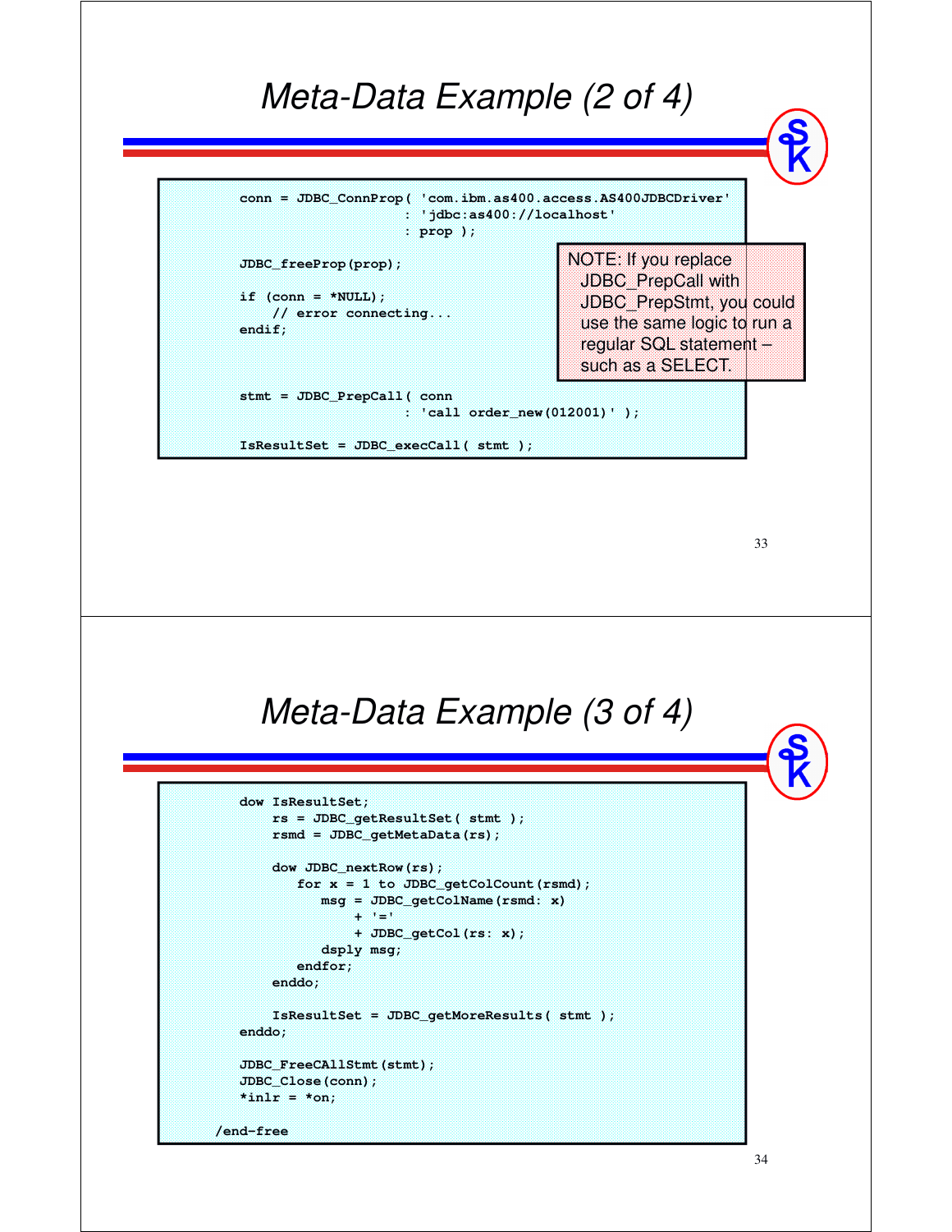# Meta-Data Example (2 of 4)

```
conn = JDBC_ConnProp( 'com.ibm.as400.access.AS400JDBCDriver'
                    : 'jdbc:as400://localhost'
                    : prop );

JDBC_freeProp(prop);

if (conn = *NULL);
    // error connecting...
endif;


stmt = JDBC_PrepCall( conn
                    : 'call order_new(012001)' );

IsResultSet = JDBC_execCall( stmt );
```

NOTE: If you replace JDBC_PrepCall with JDBC_PrepStmt, you could use the same logic to run a regular SQL statement – such as a SELECT.

# Meta-Data Example (3 of 4)

```
    dow IsResultSet;
        rs = JDBC_getResultSet( stmt );
        rsmd = JDBC_getMetaData(rs);

        dow JDBC_nextRow(rs);
           for x = 1 to JDBC_getColCount(rsmd);
              msg = JDBC_getColName(rsmd: x)
                  + '='
                  + JDBC_getCol(rs: x);
              dsply msg;
           endfor;
        enddo;

        IsResultSet = JDBC_getMoreResults( stmt );
    enddo;

    JDBC_FreeCAllStmt(stmt);
    JDBC_Close(conn);
    *inlr = *on;

/end-free
```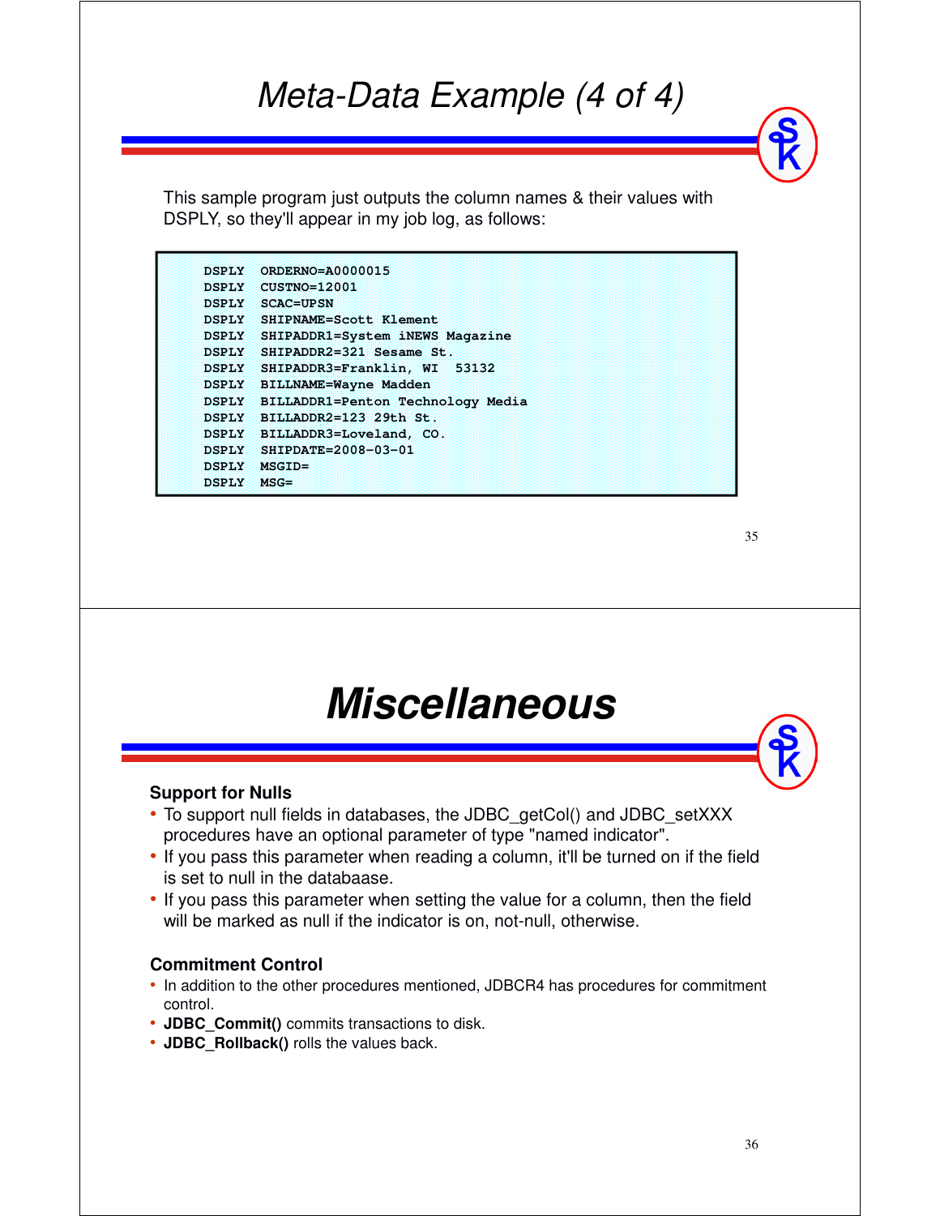# Meta-Data Example (4 of 4)

This sample program just outputs the column names & their values with DSPLY, so they'll appear in my job log, as follows:

```
DSPLY  ORDERNO=A0000015
DSPLY  CUSTNO=12001
DSPLY  SCAC=UPSN
DSPLY  SHIPNAME=Scott Klement
DSPLY  SHIPADDR1=System iNEWS Magazine
DSPLY  SHIPADDR2=321 Sesame St.
DSPLY  SHIPADDR3=Franklin, WI  53132
DSPLY  BILLNAME=Wayne Madden
DSPLY  BILLADDR1=Penton Technology Media
DSPLY  BILLADDR2=123 29th St.
DSPLY  BILLADDR3=Loveland, CO.
DSPLY  SHIPDATE=2008-03-01
DSPLY  MSGID=
DSPLY  MSG=
```

# Miscellaneous

### Support for Nulls

- To support null fields in databases, the JDBC_getCol() and JDBC_setXXX procedures have an optional parameter of type "named indicator".
- If you pass this parameter when reading a column, it'll be turned on if the field is set to null in the databaase.
- If you pass this parameter when setting the value for a column, then the field will be marked as null if the indicator is on, not-null, otherwise.

### Commitment Control

- In addition to the other procedures mentioned, JDBCR4 has procedures for commitment control.
- **JDBC_Commit()** commits transactions to disk.
- **JDBC_Rollback()** rolls the values back.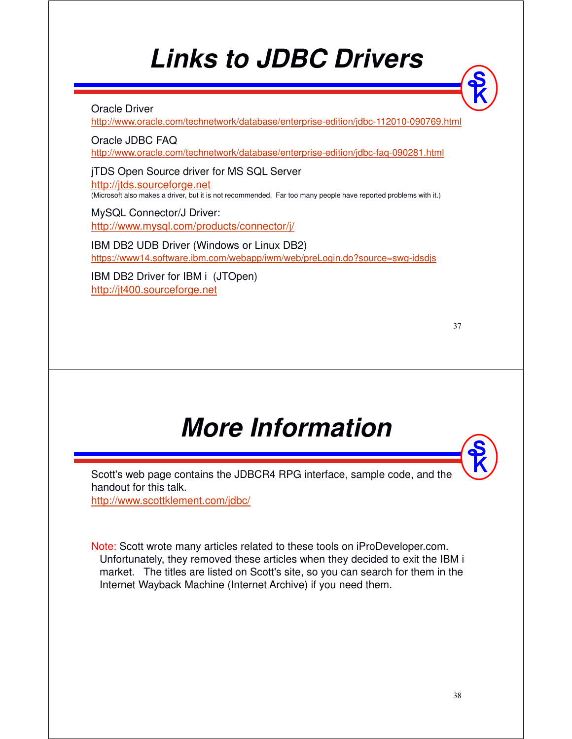# Links to JDBC Drivers

Oracle Driver
http://www.oracle.com/technetwork/database/enterprise-edition/jdbc-112010-090769.html

Oracle JDBC FAQ
http://www.oracle.com/technetwork/database/enterprise-edition/jdbc-faq-090281.html

jTDS Open Source driver for MS SQL Server
http://jtds.sourceforge.net
(Microsoft also makes a driver, but it is not recommended. Far too many people have reported problems with it.)

MySQL Connector/J Driver:
http://www.mysql.com/products/connector/j/

IBM DB2 UDB Driver (Windows or Linux DB2)
https://www14.software.ibm.com/webapp/iwm/web/preLogin.do?source=swg-idsdjs

IBM DB2 Driver for IBM i (JTOpen)
http://jt400.sourceforge.net

# More Information

Scott's web page contains the JDBCR4 RPG interface, sample code, and the handout for this talk.
http://www.scottklement.com/jdbc/

Note: Scott wrote many articles related to these tools on iProDeveloper.com. Unfortunately, they removed these articles when they decided to exit the IBM i market. The titles are listed on Scott's site, so you can search for them in the Internet Wayback Machine (Internet Archive) if you need them.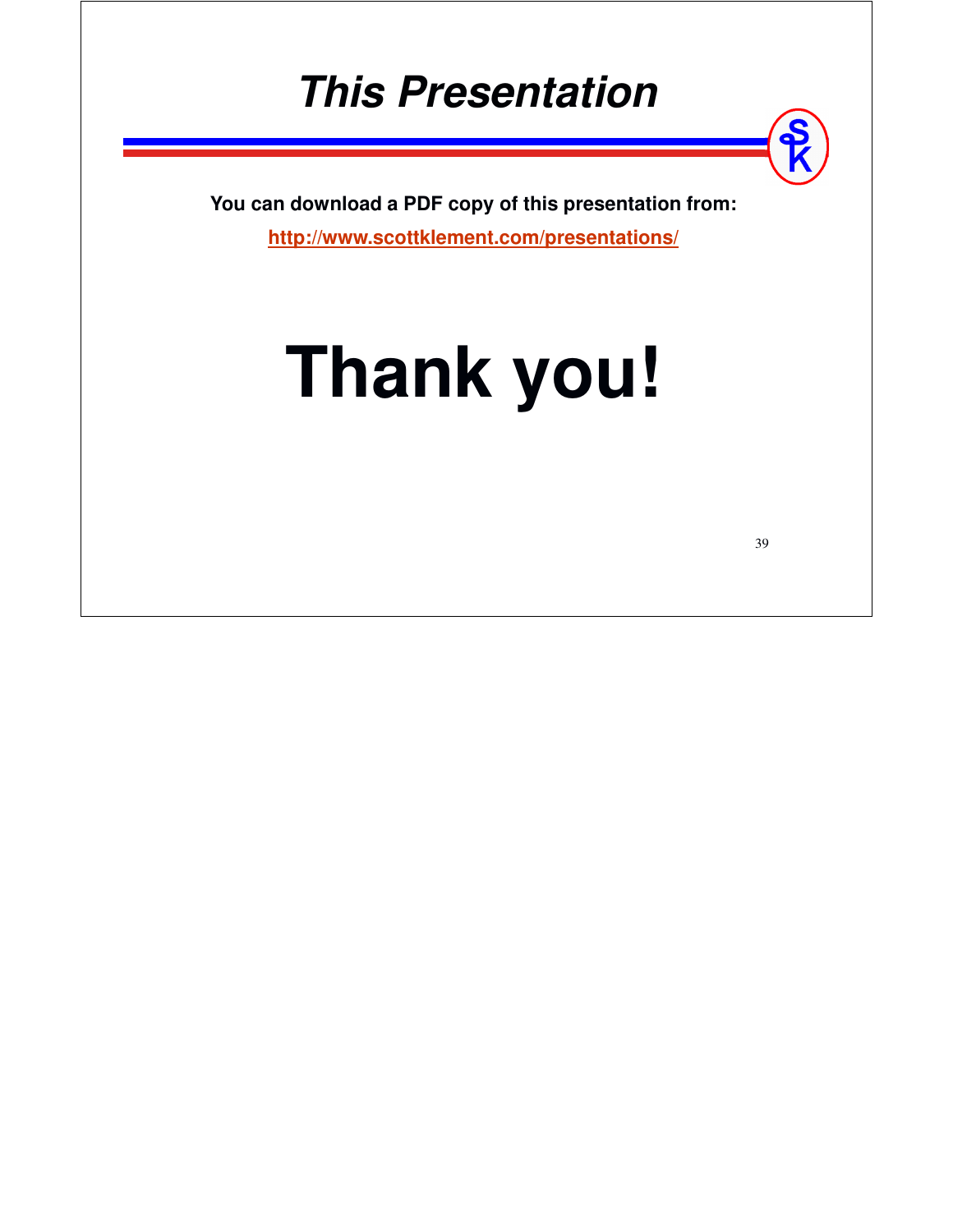# *This Presentation*

**You can download a PDF copy of this presentation from:**

**http://www.scottklement.com/presentations/**

# Thank you!